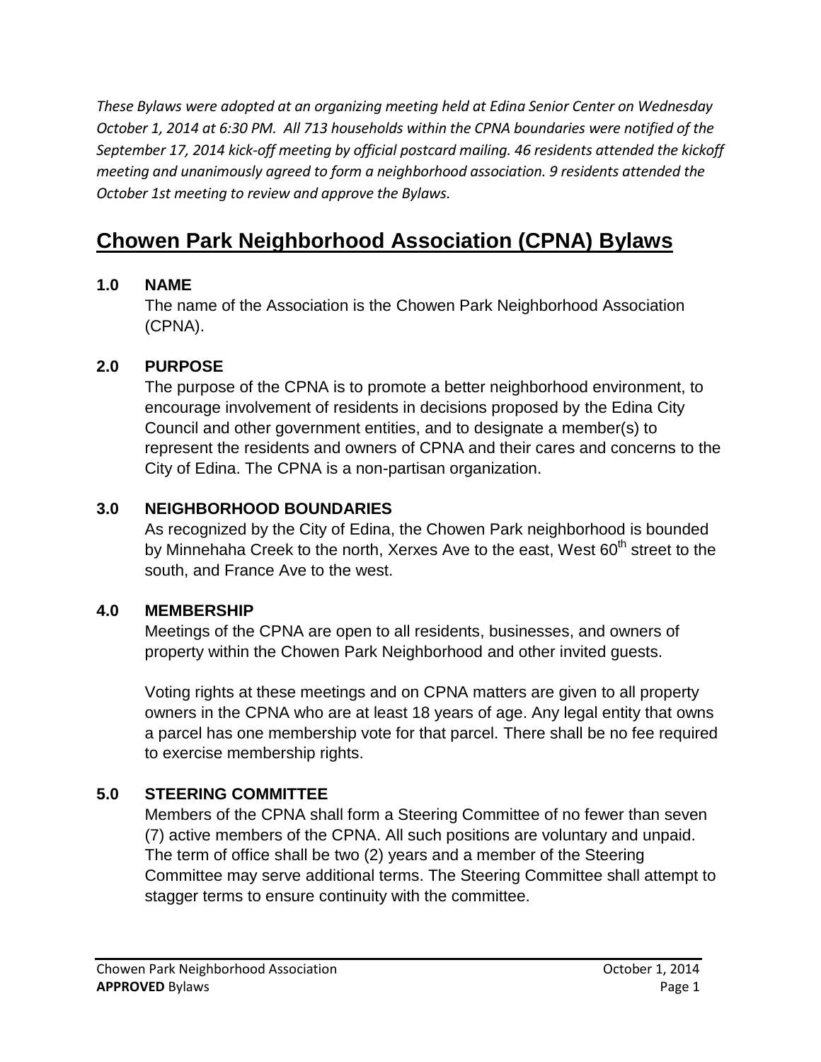*These Bylaws were adopted at an organizing meeting held at Edina Senior Center on Wednesday October 1, 2014 at 6:30 PM. All 713 households within the CPNA boundaries were notified of the September 17, 2014 kick-off meeting by official postcard mailing. 46 residents attended the kickoff meeting and unanimously agreed to form a neighborhood association. 9 residents attended the October 1st meeting to review and approve the Bylaws.*

# Chowen Park Neighborhood Association (CPNA) Bylaws

## 1.0 NAME

The name of the Association is the Chowen Park Neighborhood Association (CPNA).

## 2.0 PURPOSE

The purpose of the CPNA is to promote a better neighborhood environment, to encourage involvement of residents in decisions proposed by the Edina City Council and other government entities, and to designate a member(s) to represent the residents and owners of CPNA and their cares and concerns to the City of Edina. The CPNA is a non-partisan organization.

## 3.0 NEIGHBORHOOD BOUNDARIES

As recognized by the City of Edina, the Chowen Park neighborhood is bounded by Minnehaha Creek to the north, Xerxes Ave to the east, West 60th street to the south, and France Ave to the west.

## 4.0 MEMBERSHIP

Meetings of the CPNA are open to all residents, businesses, and owners of property within the Chowen Park Neighborhood and other invited guests.

Voting rights at these meetings and on CPNA matters are given to all property owners in the CPNA who are at least 18 years of age. Any legal entity that owns a parcel has one membership vote for that parcel. There shall be no fee required to exercise membership rights.

## 5.0 STEERING COMMITTEE

Members of the CPNA shall form a Steering Committee of no fewer than seven (7) active members of the CPNA. All such positions are voluntary and unpaid. The term of office shall be two (2) years and a member of the Steering Committee may serve additional terms. The Steering Committee shall attempt to stagger terms to ensure continuity with the committee.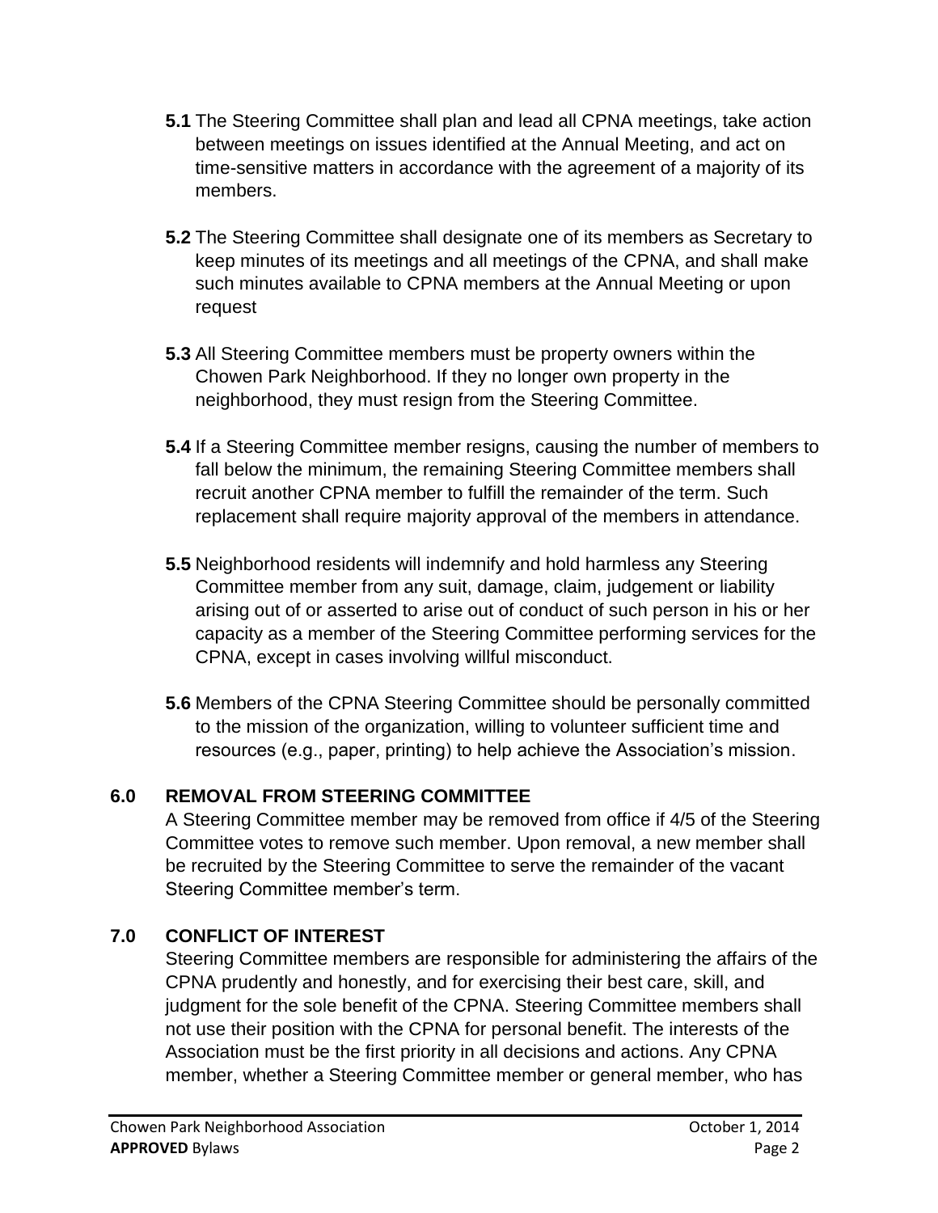**5.1** The Steering Committee shall plan and lead all CPNA meetings, take action between meetings on issues identified at the Annual Meeting, and act on time-sensitive matters in accordance with the agreement of a majority of its members.

**5.2** The Steering Committee shall designate one of its members as Secretary to keep minutes of its meetings and all meetings of the CPNA, and shall make such minutes available to CPNA members at the Annual Meeting or upon request

**5.3** All Steering Committee members must be property owners within the Chowen Park Neighborhood. If they no longer own property in the neighborhood, they must resign from the Steering Committee.

**5.4** If a Steering Committee member resigns, causing the number of members to fall below the minimum, the remaining Steering Committee members shall recruit another CPNA member to fulfill the remainder of the term. Such replacement shall require majority approval of the members in attendance.

**5.5** Neighborhood residents will indemnify and hold harmless any Steering Committee member from any suit, damage, claim, judgement or liability arising out of or asserted to arise out of conduct of such person in his or her capacity as a member of the Steering Committee performing services for the CPNA, except in cases involving willful misconduct.

**5.6** Members of the CPNA Steering Committee should be personally committed to the mission of the organization, willing to volunteer sufficient time and resources (e.g., paper, printing) to help achieve the Association's mission.

## 6.0 REMOVAL FROM STEERING COMMITTEE

A Steering Committee member may be removed from office if 4/5 of the Steering Committee votes to remove such member. Upon removal, a new member shall be recruited by the Steering Committee to serve the remainder of the vacant Steering Committee member's term.

## 7.0 CONFLICT OF INTEREST

Steering Committee members are responsible for administering the affairs of the CPNA prudently and honestly, and for exercising their best care, skill, and judgment for the sole benefit of the CPNA. Steering Committee members shall not use their position with the CPNA for personal benefit. The interests of the Association must be the first priority in all decisions and actions. Any CPNA member, whether a Steering Committee member or general member, who has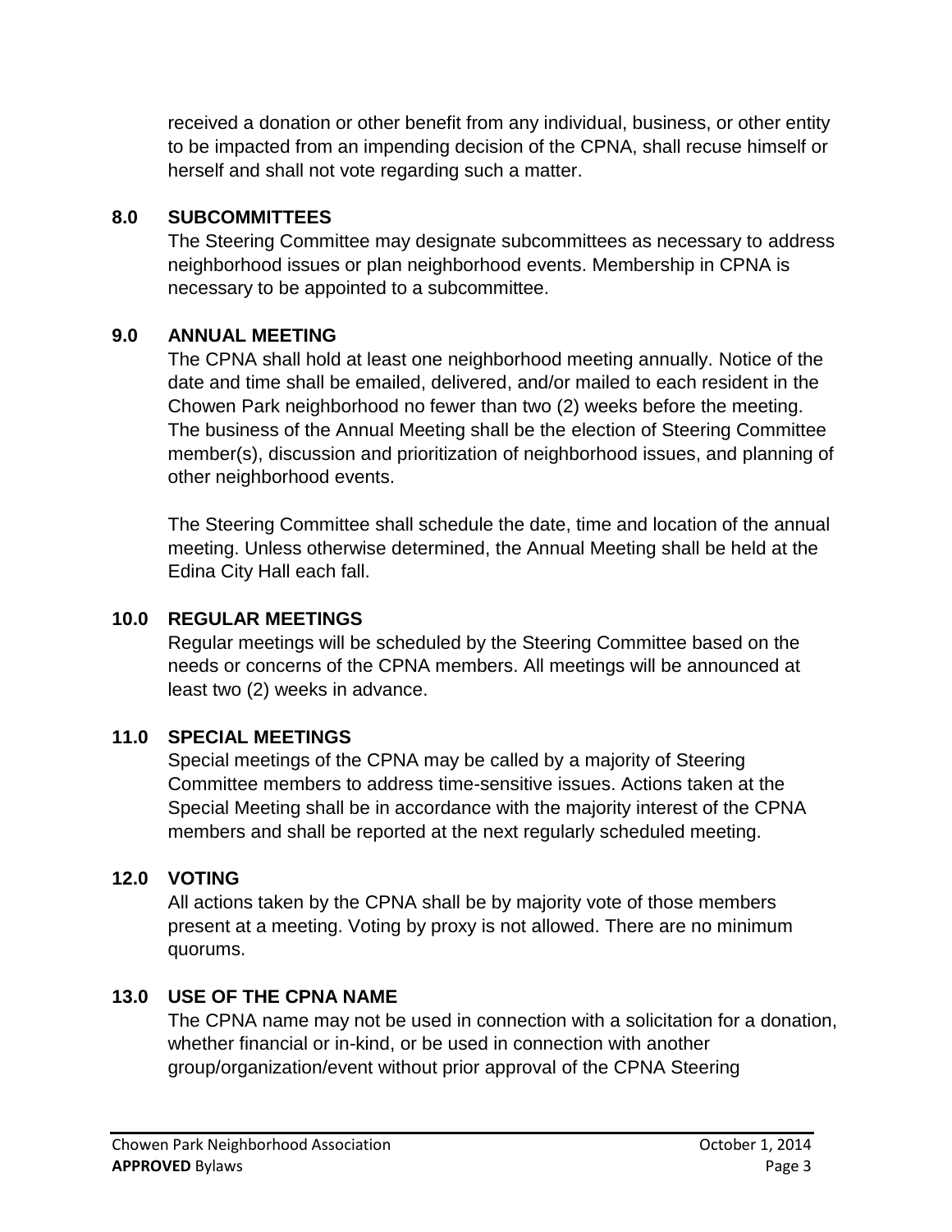received a donation or other benefit from any individual, business, or other entity to be impacted from an impending decision of the CPNA, shall recuse himself or herself and shall not vote regarding such a matter.

## 8.0 SUBCOMMITTEES

The Steering Committee may designate subcommittees as necessary to address neighborhood issues or plan neighborhood events. Membership in CPNA is necessary to be appointed to a subcommittee.

## 9.0 ANNUAL MEETING

The CPNA shall hold at least one neighborhood meeting annually. Notice of the date and time shall be emailed, delivered, and/or mailed to each resident in the Chowen Park neighborhood no fewer than two (2) weeks before the meeting. The business of the Annual Meeting shall be the election of Steering Committee member(s), discussion and prioritization of neighborhood issues, and planning of other neighborhood events.

The Steering Committee shall schedule the date, time and location of the annual meeting. Unless otherwise determined, the Annual Meeting shall be held at the Edina City Hall each fall.

## 10.0 REGULAR MEETINGS

Regular meetings will be scheduled by the Steering Committee based on the needs or concerns of the CPNA members. All meetings will be announced at least two (2) weeks in advance.

## 11.0 SPECIAL MEETINGS

Special meetings of the CPNA may be called by a majority of Steering Committee members to address time-sensitive issues. Actions taken at the Special Meeting shall be in accordance with the majority interest of the CPNA members and shall be reported at the next regularly scheduled meeting.

## 12.0 VOTING

All actions taken by the CPNA shall be by majority vote of those members present at a meeting. Voting by proxy is not allowed. There are no minimum quorums.

## 13.0 USE OF THE CPNA NAME

The CPNA name may not be used in connection with a solicitation for a donation, whether financial or in-kind, or be used in connection with another group/organization/event without prior approval of the CPNA Steering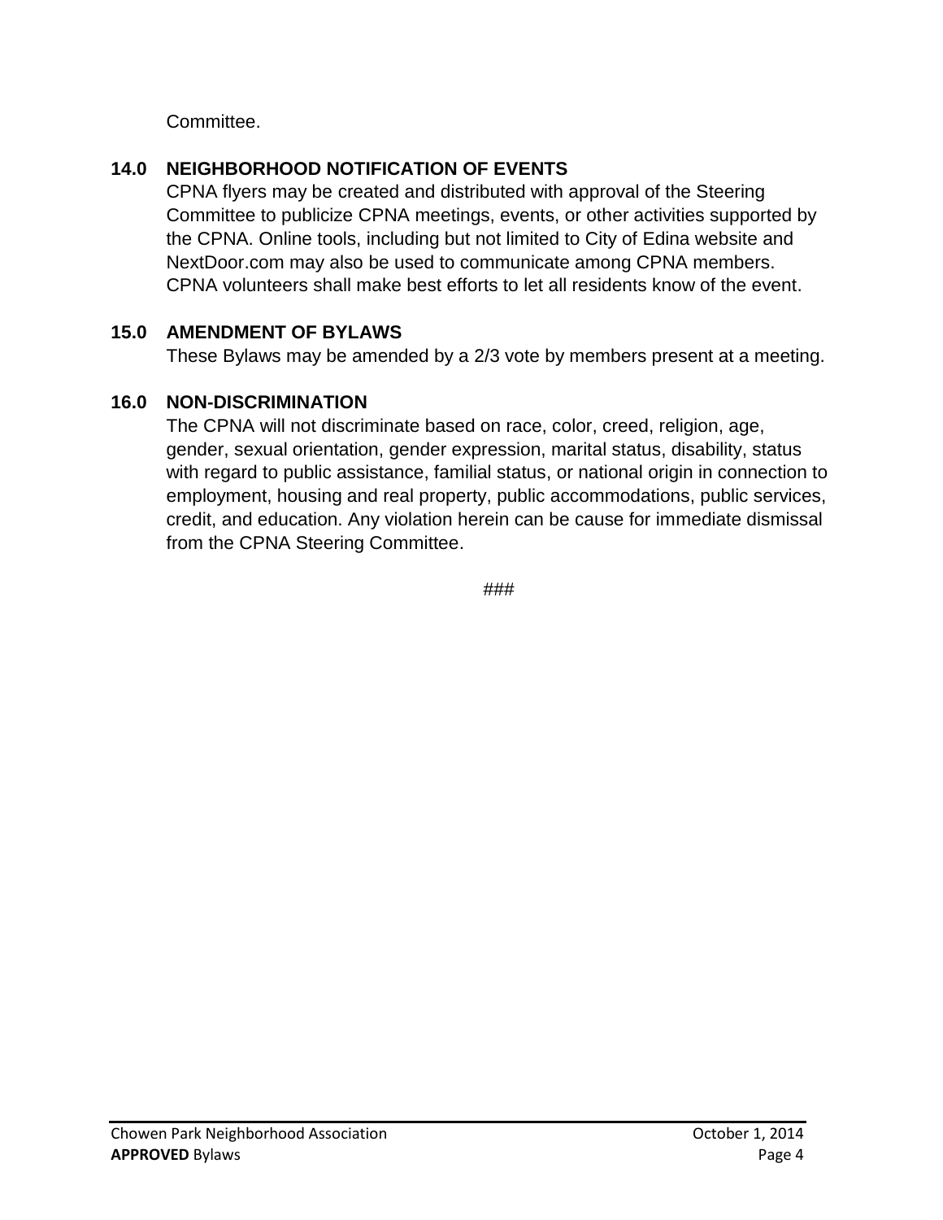Committee.

## 14.0 NEIGHBORHOOD NOTIFICATION OF EVENTS

CPNA flyers may be created and distributed with approval of the Steering Committee to publicize CPNA meetings, events, or other activities supported by the CPNA. Online tools, including but not limited to City of Edina website and NextDoor.com may also be used to communicate among CPNA members. CPNA volunteers shall make best efforts to let all residents know of the event.

## 15.0 AMENDMENT OF BYLAWS

These Bylaws may be amended by a 2/3 vote by members present at a meeting.

## 16.0 NON-DISCRIMINATION

The CPNA will not discriminate based on race, color, creed, religion, age, gender, sexual orientation, gender expression, marital status, disability, status with regard to public assistance, familial status, or national origin in connection to employment, housing and real property, public accommodations, public services, credit, and education. Any violation herein can be cause for immediate dismissal from the CPNA Steering Committee.

###